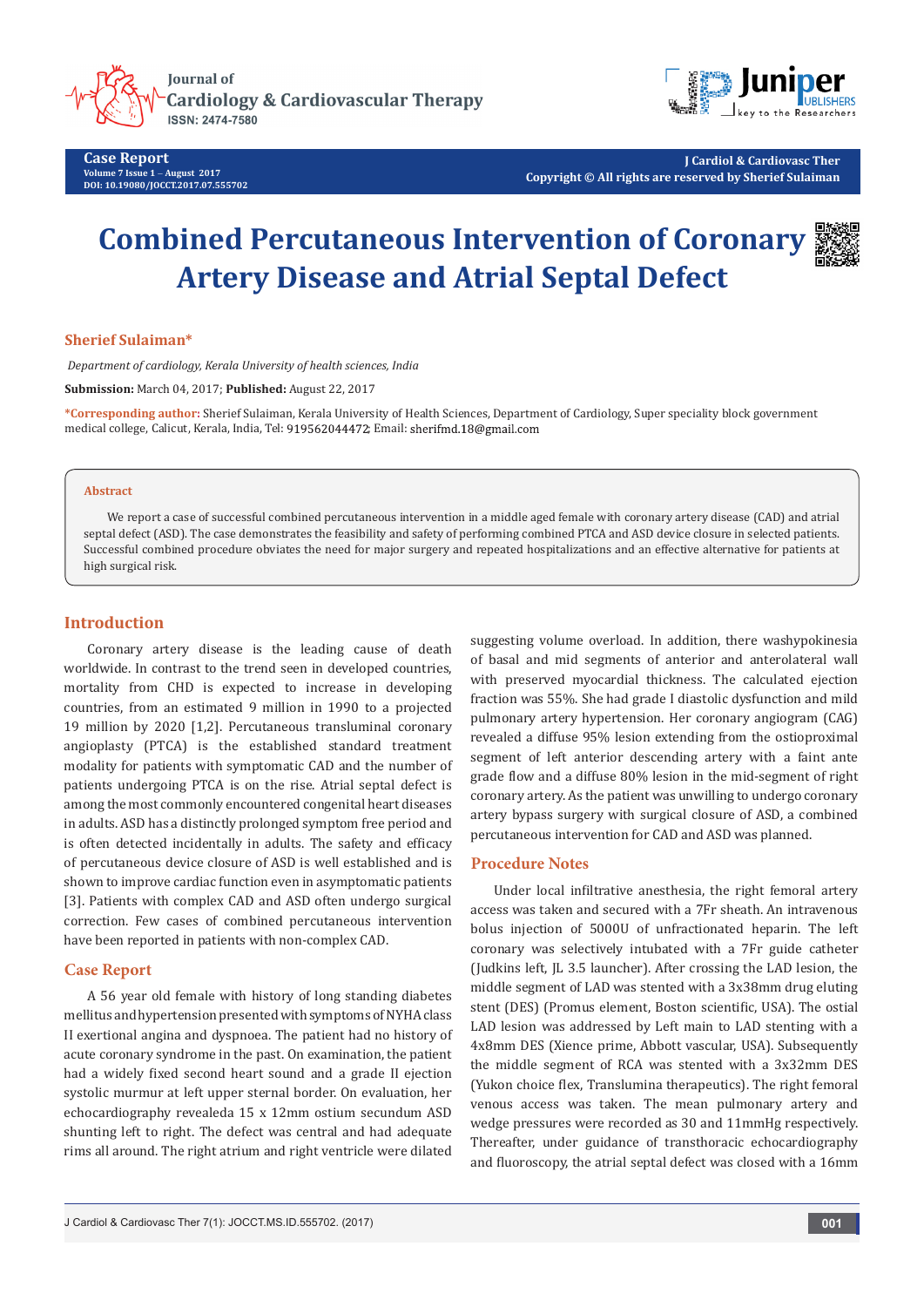# Combined Percutaneous Intervention of Coronary Artery Disease and Atrial Septal Defect

**Sherief Sulaiman***

*Department of cardiology, Kerala University of health sciences, India*

**Submission:** March 04, 2017; **Published:** August 22, 2017

***Corresponding author:** Sherief Sulaiman, Kerala University of Health Sciences, Department of Cardiology, Super speciality block government medical college, Calicut, Kerala, India, Tel: 919562044472; Email: sherifmd.18@gmail.com

## Abstract

We report a case of successful combined percutaneous intervention in a middle aged female with coronary artery disease (CAD) and atrial septal defect (ASD). The case demonstrates the feasibility and safety of performing combined PTCA and ASD device closure in selected patients. Successful combined procedure obviates the need for major surgery and repeated hospitalizations and an effective alternative for patients at high surgical risk.

## Introduction

Coronary artery disease is the leading cause of death worldwide. In contrast to the trend seen in developed countries, mortality from CHD is expected to increase in developing countries, from an estimated 9 million in 1990 to a projected 19 million by 2020 [1,2]. Percutaneous transluminal coronary angioplasty (PTCA) is the established standard treatment modality for patients with symptomatic CAD and the number of patients undergoing PTCA is on the rise. Atrial septal defect is among the most commonly encountered congenital heart diseases in adults. ASD has a distinctly prolonged symptom free period and is often detected incidentally in adults. The safety and efficacy of percutaneous device closure of ASD is well established and is shown to improve cardiac function even in asymptomatic patients [3]. Patients with complex CAD and ASD often undergo surgical correction. Few cases of combined percutaneous intervention have been reported in patients with non-complex CAD.

## Case Report

A 56 year old female with history of long standing diabetes mellitus and hypertension presented with symptoms of NYHA class II exertional angina and dyspnoea. The patient had no history of acute coronary syndrome in the past. On examination, the patient had a widely fixed second heart sound and a grade II ejection systolic murmur at left upper sternal border. On evaluation, her echocardiography revealeda 15 x 12mm ostium secundum ASD shunting left to right. The defect was central and had adequate rims all around. The right atrium and right ventricle were dilated suggesting volume overload. In addition, there washypokinesia of basal and mid segments of anterior and anterolateral wall with preserved myocardial thickness. The calculated ejection fraction was 55%. She had grade I diastolic dysfunction and mild pulmonary artery hypertension. Her coronary angiogram (CAG) revealed a diffuse 95% lesion extending from the ostioproximal segment of left anterior descending artery with a faint ante grade flow and a diffuse 80% lesion in the mid-segment of right coronary artery. As the patient was unwilling to undergo coronary artery bypass surgery with surgical closure of ASD, a combined percutaneous intervention for CAD and ASD was planned.

## Procedure Notes

Under local infiltrative anesthesia, the right femoral artery access was taken and secured with a 7Fr sheath. An intravenous bolus injection of 5000U of unfractionated heparin. The left coronary was selectively intubated with a 7Fr guide catheter (Judkins left, JL 3.5 launcher). After crossing the LAD lesion, the middle segment of LAD was stented with a 3x38mm drug eluting stent (DES) (Promus element, Boston scientific, USA). The ostial LAD lesion was addressed by Left main to LAD stenting with a 4x8mm DES (Xience prime, Abbott vascular, USA). Subsequently the middle segment of RCA was stented with a 3x32mm DES (Yukon choice flex, Translumina therapeutics). The right femoral venous access was taken. The mean pulmonary artery and wedge pressures were recorded as 30 and 11mmHg respectively. Thereafter, under guidance of transthoracic echocardiography and fluoroscopy, the atrial septal defect was closed with a 16mm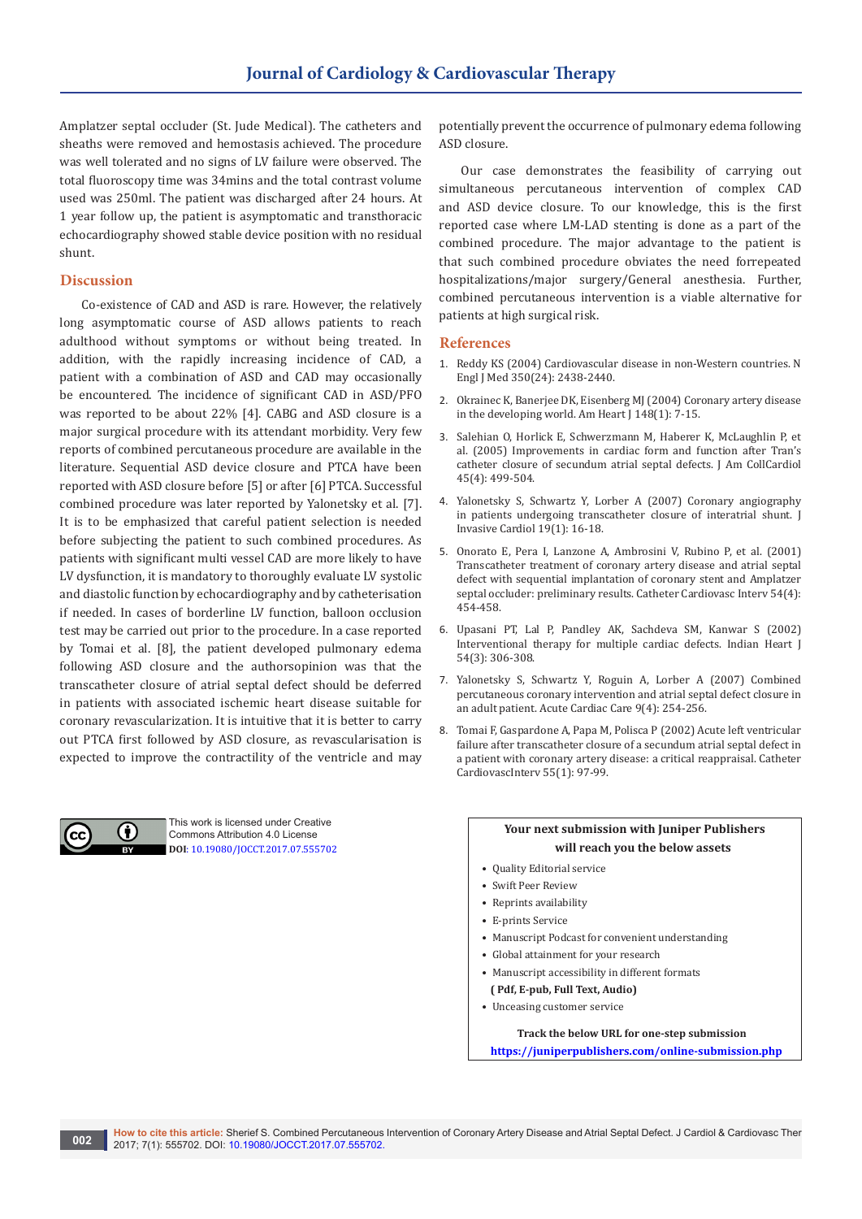Amplatzer septal occluder (St. Jude Medical). The catheters and sheaths were removed and hemostasis achieved. The procedure was well tolerated and no signs of LV failure were observed. The total fluoroscopy time was 34mins and the total contrast volume used was 250ml. The patient was discharged after 24 hours. At 1 year follow up, the patient is asymptomatic and transthoracic echocardiography showed stable device position with no residual shunt.

## Discussion

Co-existence of CAD and ASD is rare. However, the relatively long asymptomatic course of ASD allows patients to reach adulthood without symptoms or without being treated. In addition, with the rapidly increasing incidence of CAD, a patient with a combination of ASD and CAD may occasionally be encountered. The incidence of significant CAD in ASD/PFO was reported to be about 22% [4]. CABG and ASD closure is a major surgical procedure with its attendant morbidity. Very few reports of combined percutaneous procedure are available in the literature. Sequential ASD device closure and PTCA have been reported with ASD closure before [5] or after [6] PTCA. Successful combined procedure was later reported by Yalonetsky et al. [7]. It is to be emphasized that careful patient selection is needed before subjecting the patient to such combined procedures. As patients with significant multi vessel CAD are more likely to have LV dysfunction, it is mandatory to thoroughly evaluate LV systolic and diastolic function by echocardiography and by catheterisation if needed. In cases of borderline LV function, balloon occlusion test may be carried out prior to the procedure. In a case reported by Tomai et al. [8], the patient developed pulmonary edema following ASD closure and the authorsopinion was that the transcatheter closure of atrial septal defect should be deferred in patients with associated ischemic heart disease suitable for coronary revascularization. It is intuitive that it is better to carry out PTCA first followed by ASD closure, as revascularisation is expected to improve the contractility of the ventricle and may potentially prevent the occurrence of pulmonary edema following ASD closure.

Our case demonstrates the feasibility of carrying out simultaneous percutaneous intervention of complex CAD and ASD device closure. To our knowledge, this is the first reported case where LM-LAD stenting is done as a part of the combined procedure. The major advantage to the patient is that such combined procedure obviates the need forrepeated hospitalizations/major surgery/General anesthesia. Further, combined percutaneous intervention is a viable alternative for patients at high surgical risk.

## References

1. Reddy KS (2004) Cardiovascular disease in non-Western countries. N Engl J Med 350(24): 2438-2440.
2. Okrainec K, Banerjee DK, Eisenberg MJ (2004) Coronary artery disease in the developing world. Am Heart J 148(1): 7-15.
3. Salehian O, Horlick E, Schwerzmann M, Haberer K, McLaughlin P, et al. (2005) Improvements in cardiac form and function after Tran's catheter closure of secundum atrial septal defects. J Am CollCardiol 45(4): 499-504.
4. Yalonetsky S, Schwartz Y, Lorber A (2007) Coronary angiography in patients undergoing transcatheter closure of interatrial shunt. J Invasive Cardiol 19(1): 16-18.
5. Onorato E, Pera I, Lanzone A, Ambrosini V, Rubino P, et al. (2001) Transcatheter treatment of coronary artery disease and atrial septal defect with sequential implantation of coronary stent and Amplatzer septal occluder: preliminary results. Catheter Cardiovasc Interv 54(4): 454-458.
6. Upasani PT, Lal P, Pandley AK, Sachdeva SM, Kanwar S (2002) Interventional therapy for multiple cardiac defects. Indian Heart J 54(3): 306-308.
7. Yalonetsky S, Schwartz Y, Roguin A, Lorber A (2007) Combined percutaneous coronary intervention and atrial septal defect closure in an adult patient. Acute Cardiac Care 9(4): 254-256.
8. Tomai F, Gaspardone A, Papa M, Polisca P (2002) Acute left ventricular failure after transcatheter closure of a secundum atrial septal defect in a patient with coronary artery disease: a critical reappraisal. Catheter CardiovascInterv 55(1): 97-99.

This work is licensed under Creative Commons Attribution 4.0 License
**DOI**: 10.19080/JOCCT.2017.07.555702

**Your next submission with Juniper Publishers will reach you the below assets**

- Quality Editorial service
- Swift Peer Review
- Reprints availability
- E-prints Service
- Manuscript Podcast for convenient understanding
- Global attainment for your research
- Manuscript accessibility in different formats
  **( Pdf, E-pub, Full Text, Audio)**
- Unceasing customer service

**Track the below URL for one-step submission**
**https://juniperpublishers.com/online-submission.php**

**How to cite this article:** Sherief S. Combined Percutaneous Intervention of Coronary Artery Disease and Atrial Septal Defect. J Cardiol & Cardiovasc Ther 2017; 7(1): 555702. DOI: 10.19080/JOCCT.2017.07.555702.